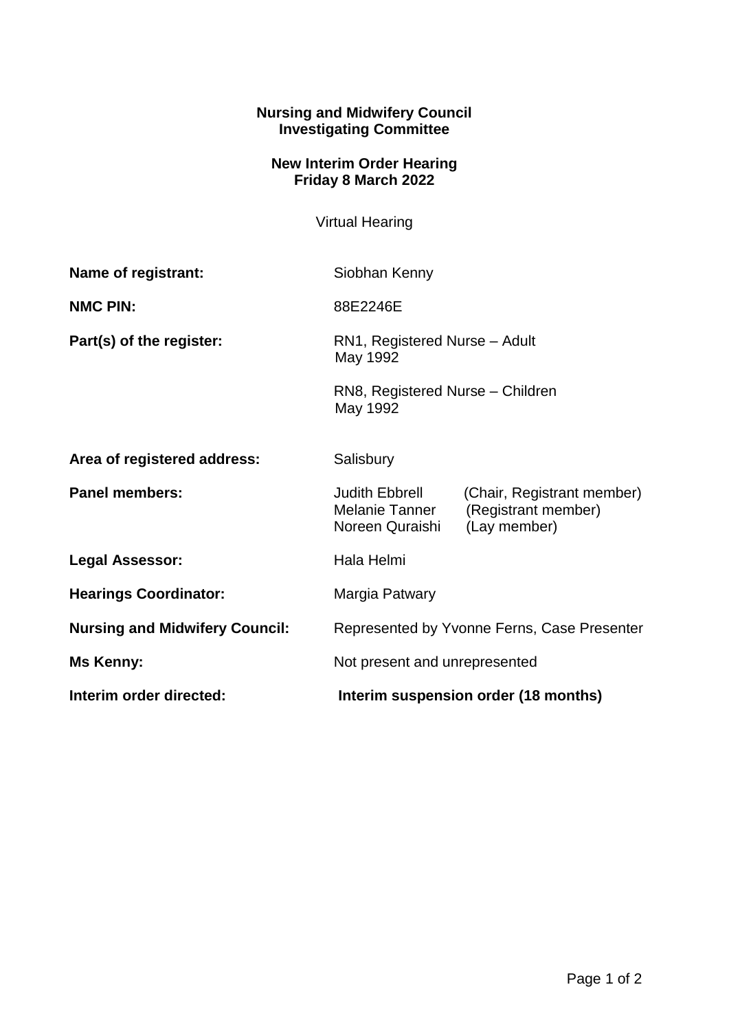**Nursing and Midwifery Council**
**Investigating Committee**

**New Interim Order Hearing**
**Friday 8 March 2022**

Virtual Hearing

| | |
|---|---|
| **Name of registrant:** | Siobhan Kenny |
| **NMC PIN:** | 88E2246E |
| **Part(s) of the register:** | RN1, Registered Nurse – Adult<br>May 1992<br><br>RN8, Registered Nurse – Children<br>May 1992 |
| **Area of registered address:** | Salisbury |
| **Panel members:** | Judith Ebbrell (Chair, Registrant member)<br>Melanie Tanner (Registrant member)<br>Noreen Quraishi (Lay member) |
| **Legal Assessor:** | Hala Helmi |
| **Hearings Coordinator:** | Margia Patwary |
| **Nursing and Midwifery Council:** | Represented by Yvonne Ferns, Case Presenter |
| **Ms Kenny:** | Not present and unrepresented |
| **Interim order directed:** | **Interim suspension order (18 months)** |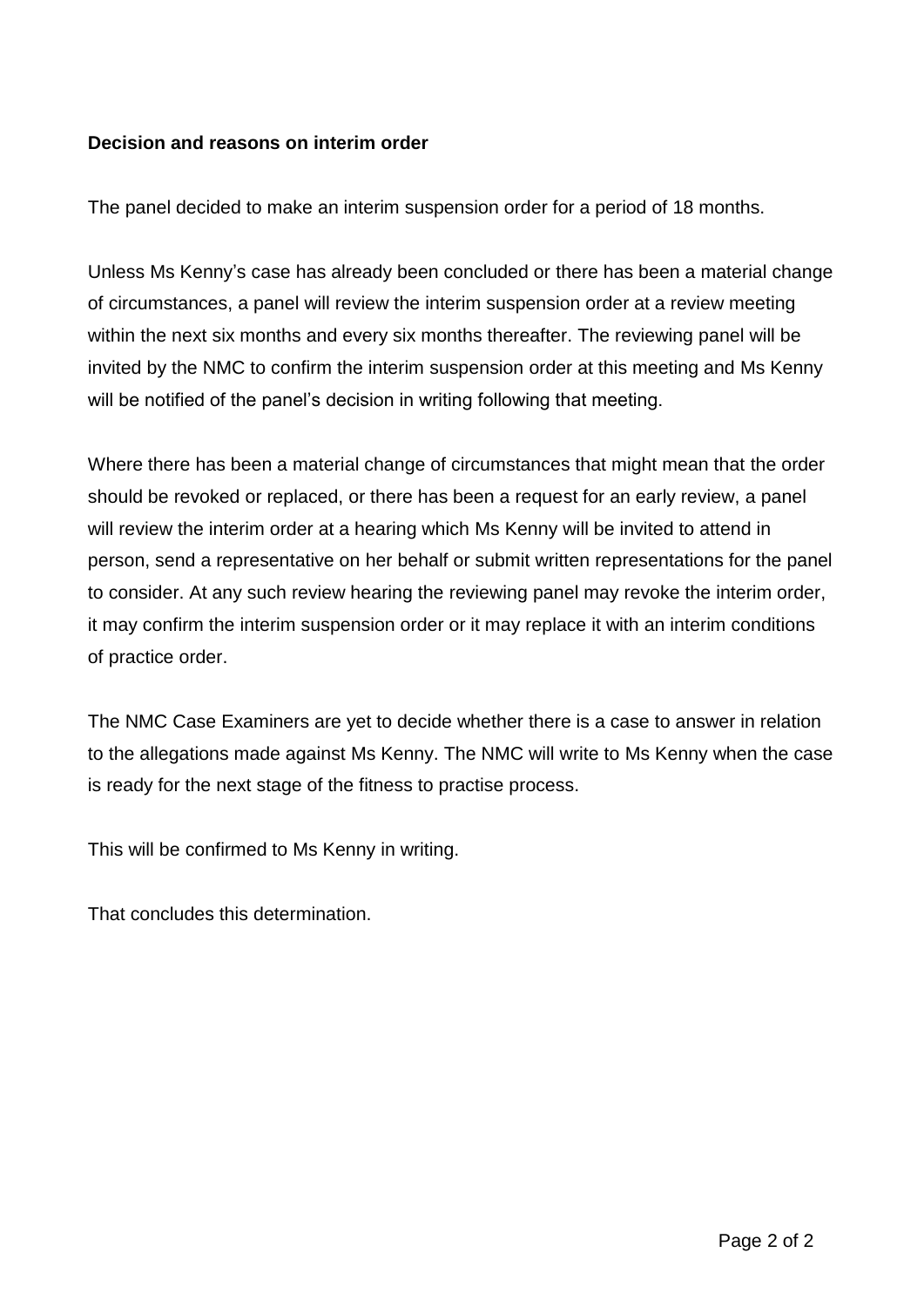**Decision and reasons on interim order**

The panel decided to make an interim suspension order for a period of 18 months.

Unless Ms Kenny's case has already been concluded or there has been a material change of circumstances, a panel will review the interim suspension order at a review meeting within the next six months and every six months thereafter. The reviewing panel will be invited by the NMC to confirm the interim suspension order at this meeting and Ms Kenny will be notified of the panel's decision in writing following that meeting.

Where there has been a material change of circumstances that might mean that the order should be revoked or replaced, or there has been a request for an early review, a panel will review the interim order at a hearing which Ms Kenny will be invited to attend in person, send a representative on her behalf or submit written representations for the panel to consider. At any such review hearing the reviewing panel may revoke the interim order, it may confirm the interim suspension order or it may replace it with an interim conditions of practice order.

The NMC Case Examiners are yet to decide whether there is a case to answer in relation to the allegations made against Ms Kenny. The NMC will write to Ms Kenny when the case is ready for the next stage of the fitness to practise process.

This will be confirmed to Ms Kenny in writing.

That concludes this determination.